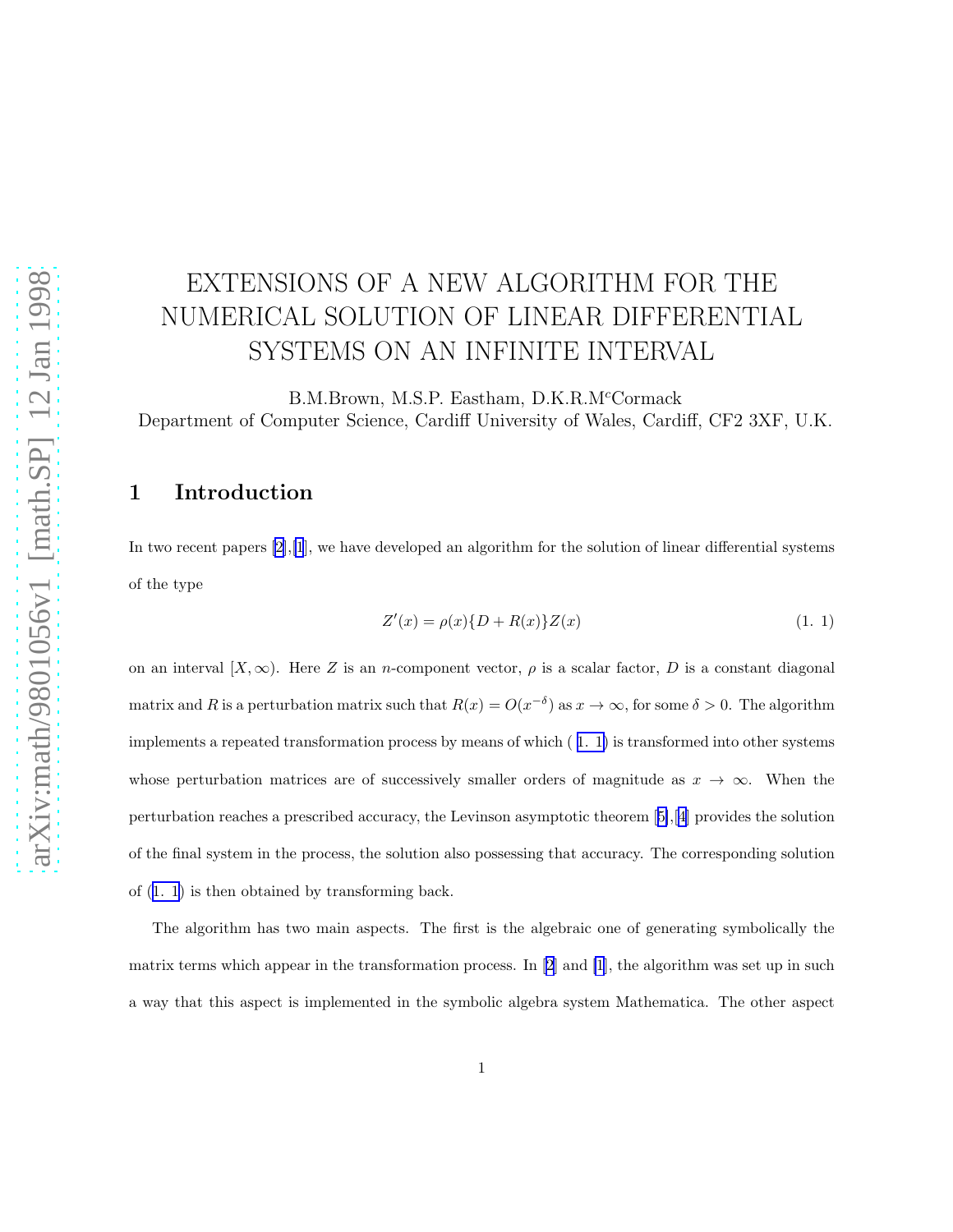# EXTENSIONS OF A NEW ALGORITHM FOR THE NUMERICAL SOLUTION OF LINEAR DIFFERENTIAL SYSTEMS ON AN INFINITE INTERVAL

B.M.Brown, M.S.P. Eastham, D.K.R.M$^c$Cormack

Department of Computer Science, Cardiff University of Wales, Cardiff, CF2 3XF, U.K.

## 1 Introduction

In two recent papers [2],[1], we have developed an algorithm for the solution of linear differential systems of the type

$$Z'(x) = \rho(x)\{D + R(x)\}Z(x) \tag{1. 1}$$

on an interval $[X, \infty)$. Here $Z$ is an $n$-component vector, $\rho$ is a scalar factor, $D$ is a constant diagonal matrix and $R$ is a perturbation matrix such that $R(x) = O(x^{-\delta})$ as $x \to \infty$, for some $\delta > 0$. The algorithm implements a repeated transformation process by means of which ( 1. 1) is transformed into other systems whose perturbation matrices are of successively smaller orders of magnitude as $x \to \infty$. When the perturbation reaches a prescribed accuracy, the Levinson asymptotic theorem [5],[4] provides the solution of the final system in the process, the solution also possessing that accuracy. The corresponding solution of (1. 1) is then obtained by transforming back.

The algorithm has two main aspects. The first is the algebraic one of generating symbolically the matrix terms which appear in the transformation process. In [2] and [1], the algorithm was set up in such a way that this aspect is implemented in the symbolic algebra system Mathematica. The other aspect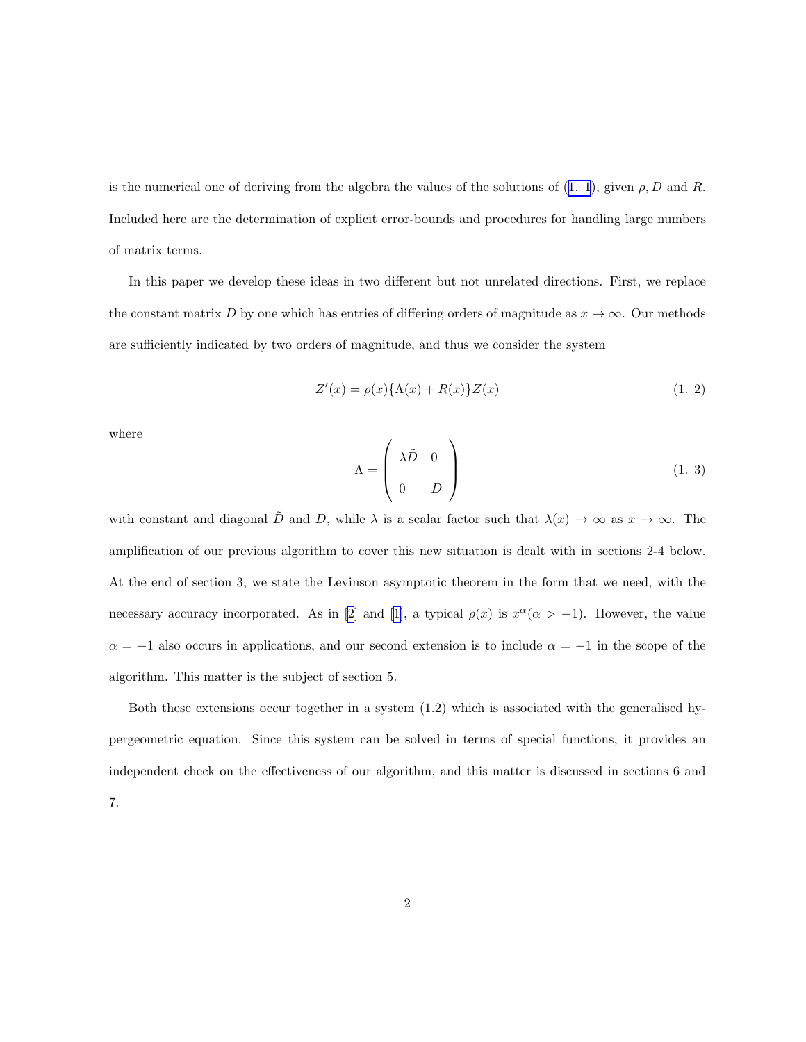is the numerical one of deriving from the algebra the values of the solutions of (1. 1), given $\rho, D$ and $R$. Included here are the determination of explicit error-bounds and procedures for handling large numbers of matrix terms.

In this paper we develop these ideas in two different but not unrelated directions. First, we replace the constant matrix $D$ by one which has entries of differing orders of magnitude as $x \to \infty$. Our methods are sufficiently indicated by two orders of magnitude, and thus we consider the system

$$Z'(x) = \rho(x)\{\Lambda(x) + R(x)\}Z(x) \tag{1. 2}$$

where

$$\Lambda = \begin{pmatrix} \lambda\tilde{D} & 0 \\ 0 & D \end{pmatrix} \tag{1. 3}$$

with constant and diagonal $\tilde{D}$ and $D$, while $\lambda$ is a scalar factor such that $\lambda(x) \to \infty$ as $x \to \infty$. The amplification of our previous algorithm to cover this new situation is dealt with in sections 2-4 below. At the end of section 3, we state the Levinson asymptotic theorem in the form that we need, with the necessary accuracy incorporated. As in [2] and [1], a typical $\rho(x)$ is $x^{\alpha}(\alpha > -1)$. However, the value $\alpha = -1$ also occurs in applications, and our second extension is to include $\alpha = -1$ in the scope of the algorithm. This matter is the subject of section 5.

Both these extensions occur together in a system (1.2) which is associated with the generalised hypergeometric equation. Since this system can be solved in terms of special functions, it provides an independent check on the effectiveness of our algorithm, and this matter is discussed in sections 6 and 7.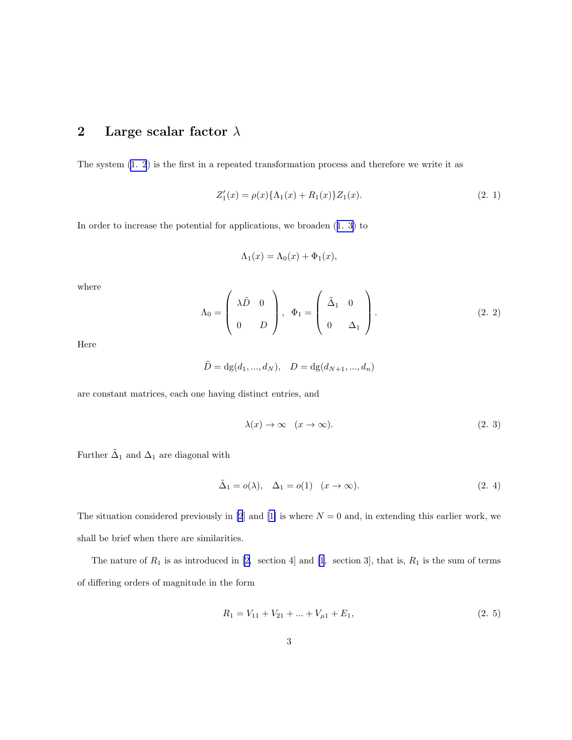## 2 Large scalar factor $\lambda$

The system (1. 2) is the first in a repeated transformation process and therefore we write it as

$$Z_1'(x) = \rho(x)\{\Lambda_1(x) + R_1(x)\}Z_1(x). \tag{2. 1}$$

In order to increase the potential for applications, we broaden (1. 3) to

$$\Lambda_1(x) = \Lambda_0(x) + \Phi_1(x),$$

where

$$\Lambda_0 = \begin{pmatrix} \lambda\tilde{D} & 0 \\ 0 & D \end{pmatrix}, \quad \Phi_1 = \begin{pmatrix} \tilde{\Delta}_1 & 0 \\ 0 & \Delta_1 \end{pmatrix}. \tag{2. 2}$$

Here

$$\tilde{D} = \mathrm{dg}(d_1, ..., d_N), \quad D = \mathrm{dg}(d_{N+1}, ..., d_n)$$

are constant matrices, each one having distinct entries, and

$$\lambda(x) \to \infty \quad (x \to \infty). \tag{2. 3}$$

Further $\tilde{\Delta}_1$ and $\Delta_1$ are diagonal with

$$\tilde{\Delta}_1 = o(\lambda), \quad \Delta_1 = o(1) \quad (x \to \infty). \tag{2. 4}$$

The situation considered previously in [2] and [1] is where $N = 0$ and, in extending this earlier work, we shall be brief when there are similarities.

The nature of $R_1$ is as introduced in [2, section 4] and [1, section 3], that is, $R_1$ is the sum of terms of differing orders of magnitude in the form

$$R_1 = V_{11} + V_{21} + ... + V_{\mu 1} + E_1, \tag{2. 5}$$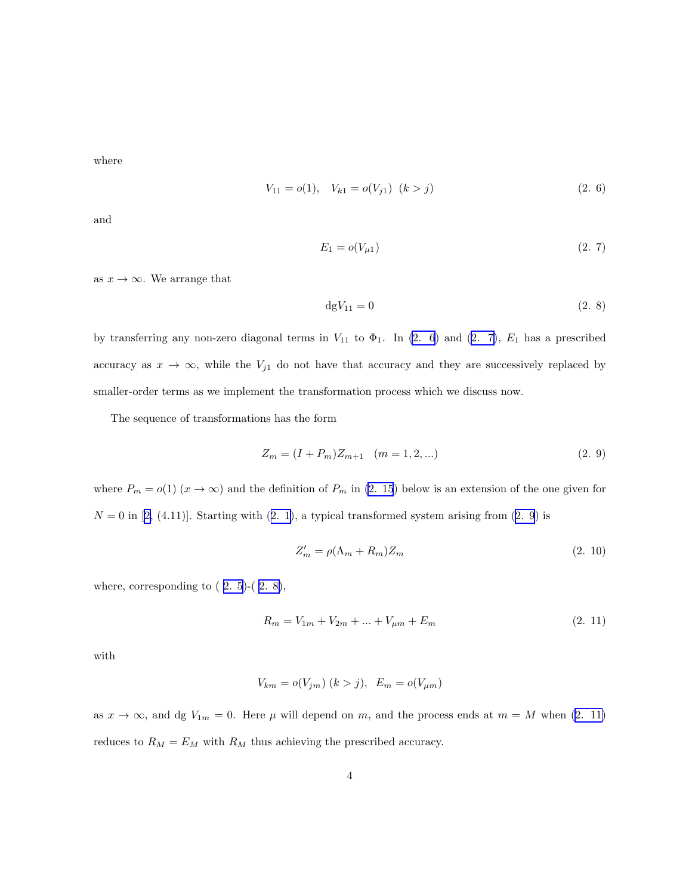where

$$V_{11} = o(1), \quad V_{k1} = o(V_{j1}) \ \ (k > j) \tag{2. 6}$$

and

$$E_1 = o(V_{\mu 1}) \tag{2. 7}$$

as $x \to \infty$. We arrange that

$$\text{dg} V_{11} = 0 \tag{2. 8}$$

by transferring any non-zero diagonal terms in $V_{11}$ to $\Phi_1$. In (2. 6) and (2. 7), $E_1$ has a prescribed accuracy as $x \to \infty$, while the $V_{j1}$ do not have that accuracy and they are successively replaced by smaller-order terms as we implement the transformation process which we discuss now.

The sequence of transformations has the form

$$Z_m = (I + P_m) Z_{m+1} \quad (m = 1, 2, ...) \tag{2. 9}$$

where $P_m = o(1)$ $(x \to \infty)$ and the definition of $P_m$ in (2. 15) below is an extension of the one given for $N = 0$ in [2, (4.11)]. Starting with (2. 1), a typical transformed system arising from (2. 9) is

$$Z'_m = \rho(\Lambda_m + R_m) Z_m \tag{2. 10}$$

where, corresponding to ( 2. 5)-( 2. 8),

$$R_m = V_{1m} + V_{2m} + ... + V_{\mu m} + E_m \tag{2. 11}$$

with

$$V_{km} = o(V_{jm}) \ (k > j), \ \ E_m = o(V_{\mu m})$$

as $x \to \infty$, and dg $V_{1m} = 0$. Here $\mu$ will depend on $m$, and the process ends at $m = M$ when (2. 11) reduces to $R_M = E_M$ with $R_M$ thus achieving the prescribed accuracy.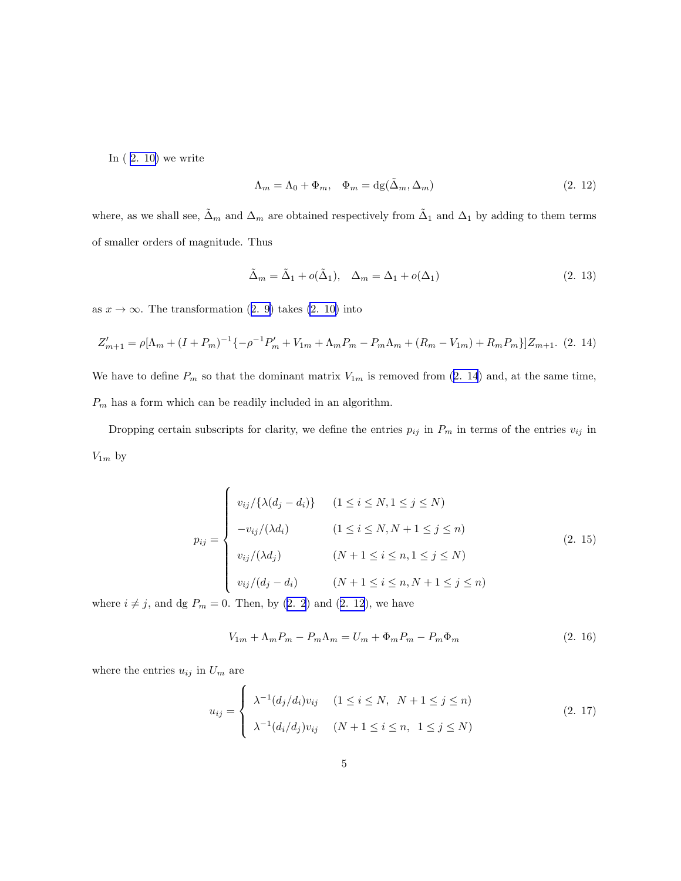In (2. 10) we write

$$\Lambda_m = \Lambda_0 + \Phi_m, \quad \Phi_m = \mathrm{dg}(\tilde{\Delta}_m, \Delta_m) \tag{2. 12}$$

where, as we shall see, $\tilde{\Delta}_m$ and $\Delta_m$ are obtained respectively from $\tilde{\Delta}_1$ and $\Delta_1$ by adding to them terms of smaller orders of magnitude. Thus

$$\tilde{\Delta}_m = \tilde{\Delta}_1 + o(\tilde{\Delta}_1), \quad \Delta_m = \Delta_1 + o(\Delta_1) \tag{2. 13}$$

as $x \to \infty$. The transformation (2. 9) takes (2. 10) into

$$Z'_{m+1} = \rho[\Lambda_m + (I + P_m)^{-1}\{-\rho^{-1}P'_m + V_{1m} + \Lambda_m P_m - P_m \Lambda_m + (R_m - V_{1m}) + R_m P_m\}]Z_{m+1}. \tag{2. 14}$$

We have to define $P_m$ so that the dominant matrix $V_{1m}$ is removed from (2. 14) and, at the same time, $P_m$ has a form which can be readily included in an algorithm.

Dropping certain subscripts for clarity, we define the entries $p_{ij}$ in $P_m$ in terms of the entries $v_{ij}$ in $V_{1m}$ by

$$p_{ij} = \begin{cases} v_{ij}/\{\lambda(d_j - d_i)\} & (1 \le i \le N, 1 \le j \le N) \\ -v_{ij}/(\lambda d_i) & (1 \le i \le N, N+1 \le j \le n) \\ v_{ij}/(\lambda d_j) & (N+1 \le i \le n, 1 \le j \le N) \\ v_{ij}/(d_j - d_i) & (N+1 \le i \le n, N+1 \le j \le n) \end{cases} \tag{2. 15}$$

where $i \neq j$, and dg $P_m = 0$. Then, by (2. 2) and (2. 12), we have

$$V_{1m} + \Lambda_m P_m - P_m \Lambda_m = U_m + \Phi_m P_m - P_m \Phi_m \tag{2. 16}$$

where the entries $u_{ij}$ in $U_m$ are

$$u_{ij} = \begin{cases} \lambda^{-1}(d_j/d_i)v_{ij} & (1 \le i \le N, \ \ N+1 \le j \le n) \\ \lambda^{-1}(d_i/d_j)v_{ij} & (N+1 \le i \le n, \ \ 1 \le j \le N) \end{cases} \tag{2. 17}$$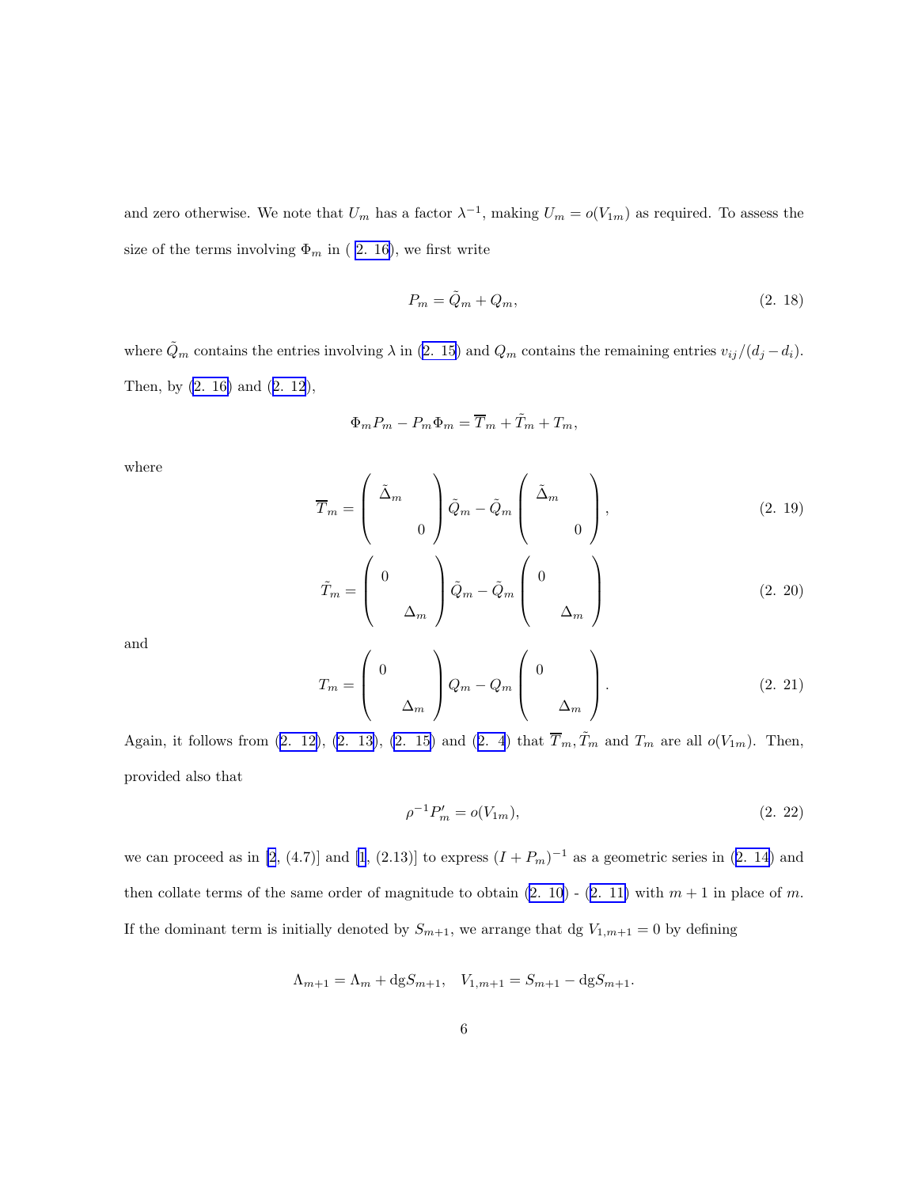and zero otherwise. We note that $U_m$ has a factor $\lambda^{-1}$, making $U_m = o(V_{1m})$ as required. To assess the size of the terms involving $\Phi_m$ in ( 2. 16), we first write

$$P_m = \tilde{Q}_m + Q_m, \tag{2. 18}$$

where $\tilde{Q}_m$ contains the entries involving $\lambda$ in (2. 15) and $Q_m$ contains the remaining entries $v_{ij}/(d_j - d_i)$. Then, by (2. 16) and (2. 12),

$$\Phi_m P_m - P_m \Phi_m = \overline{T}_m + \tilde{T}_m + T_m,$$

where

$$\overline{T}_m = \begin{pmatrix} \tilde{\Delta}_m & \\ & 0 \end{pmatrix} \tilde{Q}_m - \tilde{Q}_m \begin{pmatrix} \tilde{\Delta}_m & \\ & 0 \end{pmatrix}, \tag{2. 19}$$

$$\tilde{T}_m = \begin{pmatrix} 0 & \\ & \Delta_m \end{pmatrix} \tilde{Q}_m - \tilde{Q}_m \begin{pmatrix} 0 & \\ & \Delta_m \end{pmatrix} \tag{2. 20}$$

and

$$T_m = \begin{pmatrix} 0 & \\ & \Delta_m \end{pmatrix} Q_m - Q_m \begin{pmatrix} 0 & \\ & \Delta_m \end{pmatrix}. \tag{2. 21}$$

Again, it follows from (2. 12), (2. 13), (2. 15) and (2. 4) that $\overline{T}_m, \tilde{T}_m$ and $T_m$ are all $o(V_{1m})$. Then, provided also that

$$\rho^{-1} P'_m = o(V_{1m}), \tag{2. 22}$$

we can proceed as in [2, (4.7)] and [1, (2.13)] to express $(I + P_m)^{-1}$ as a geometric series in (2. 14) and then collate terms of the same order of magnitude to obtain (2. 10) - (2. 11) with $m+1$ in place of $m$. If the dominant term is initially denoted by $S_{m+1}$, we arrange that dg $V_{1,m+1} = 0$ by defining

$$\Lambda_{m+1} = \Lambda_m + \text{dg} S_{m+1}, \quad V_{1,m+1} = S_{m+1} - \text{dg} S_{m+1}.$$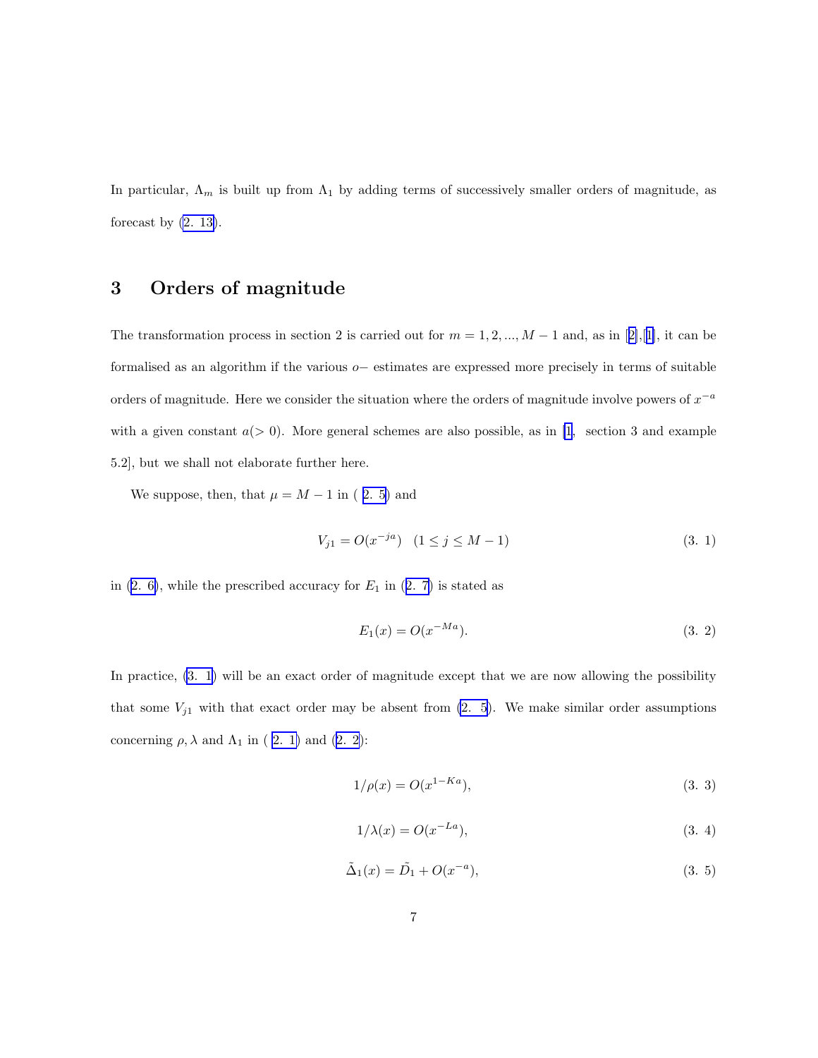In particular, $\Lambda_m$ is built up from $\Lambda_1$ by adding terms of successively smaller orders of magnitude, as forecast by (2. 13).

## 3 Orders of magnitude

The transformation process in section 2 is carried out for $m = 1, 2, ..., M-1$ and, as in [2],[1], it can be formalised as an algorithm if the various $o-$ estimates are expressed more precisely in terms of suitable orders of magnitude. Here we consider the situation where the orders of magnitude involve powers of $x^{-a}$ with a given constant $a(> 0)$. More general schemes are also possible, as in [1, section 3 and example 5.2], but we shall not elaborate further here.

We suppose, then, that $\mu = M - 1$ in ( 2. 5) and

$$V_{j1} = O(x^{-ja}) \quad (1 \leq j \leq M-1) \tag{3. 1}$$

in (2. 6), while the prescribed accuracy for $E_1$ in (2. 7) is stated as

$$E_1(x) = O(x^{-Ma}). \tag{3. 2}$$

In practice, (3. 1) will be an exact order of magnitude except that we are now allowing the possibility that some $V_{j1}$ with that exact order may be absent from (2. 5). We make similar order assumptions concerning $\rho, \lambda$ and $\Lambda_1$ in ( 2. 1) and (2. 2):

$$1/\rho(x) = O(x^{1-Ka}), \tag{3. 3}$$

$$1/\lambda(x) = O(x^{-La}), \tag{3. 4}$$

$$\tilde{\Delta}_1(x) = \tilde{D}_1 + O(x^{-a}), \tag{3. 5}$$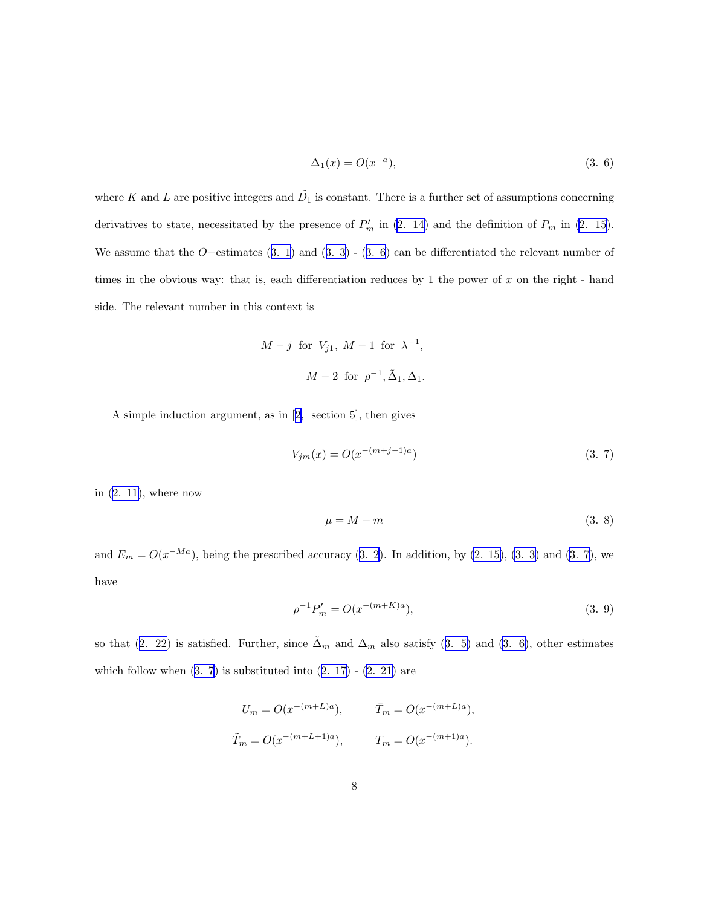$$\Delta_1(x) = O(x^{-a}), \tag{3. 6}$$

where $K$ and $L$ are positive integers and $\tilde{D}_1$ is constant. There is a further set of assumptions concerning derivatives to state, necessitated by the presence of $P'_m$ in (2. 14) and the definition of $P_m$ in (2. 15). We assume that the $O-$estimates (3. 1) and (3. 3) - (3. 6) can be differentiated the relevant number of times in the obvious way: that is, each differentiation reduces by 1 the power of $x$ on the right - hand side. The relevant number in this context is

$$M - j \;\text{ for }\; V_{j1},\; M - 1 \;\text{ for }\; \lambda^{-1},$$

$$M - 2 \;\text{ for }\; \rho^{-1}, \tilde{\Delta}_1, \Delta_1.$$

A simple induction argument, as in [2, section 5], then gives

$$V_{jm}(x) = O(x^{-(m+j-1)a}) \tag{3. 7}$$

in (2. 11), where now

$$\mu = M - m \tag{3. 8}$$

and $E_m = O(x^{-Ma})$, being the prescribed accuracy (3. 2). In addition, by (2. 15), (3. 3) and (3. 7), we have

$$\rho^{-1} P'_m = O(x^{-(m+K)a}), \tag{3. 9}$$

so that (2. 22) is satisfied. Further, since $\tilde{\Delta}_m$ and $\Delta_m$ also satisfy (3. 5) and (3. 6), other estimates which follow when (3. 7) is substituted into (2. 17) - (2. 21) are

$$U_m = O(x^{-(m+L)a}), \qquad \bar{T}_m = O(x^{-(m+L)a}),$$

$$\tilde{T}_m = O(x^{-(m+L+1)a}), \qquad T_m = O(x^{-(m+1)a}).$$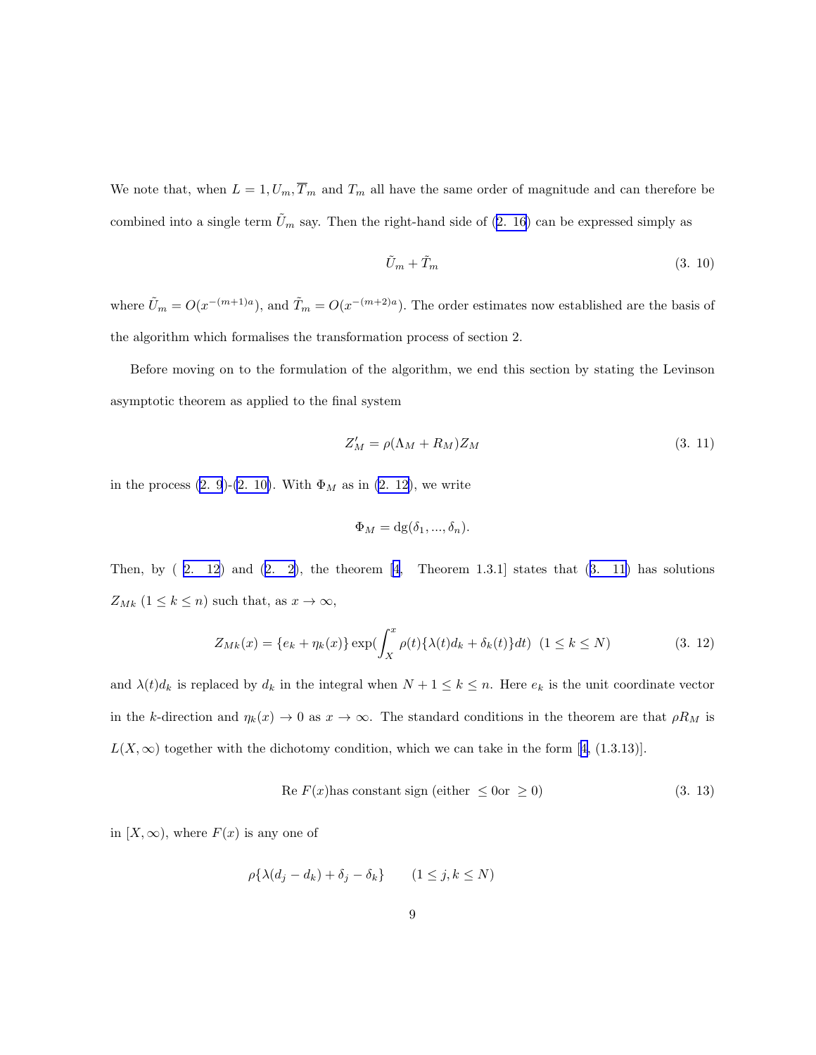We note that, when $L = 1, U_m, \overline{T}_m$ and $T_m$ all have the same order of magnitude and can therefore be combined into a single term $\tilde{U}_m$ say. Then the right-hand side of (2. 16) can be expressed simply as

$$\tilde{U}_m + \tilde{T}_m \tag{3. 10}$$

where $\tilde{U}_m = O(x^{-(m+1)a})$, and $\tilde{T}_m = O(x^{-(m+2)a})$. The order estimates now established are the basis of the algorithm which formalises the transformation process of section 2.

Before moving on to the formulation of the algorithm, we end this section by stating the Levinson asymptotic theorem as applied to the final system

$$Z'_M = \rho(\Lambda_M + R_M)Z_M \tag{3. 11}$$

in the process (2. 9)-(2. 10). With $\Phi_M$ as in (2. 12), we write

$$\Phi_M = \mathrm{dg}(\delta_1, ..., \delta_n).$$

Then, by ( 2. 12) and (2. 2), the theorem [4, Theorem 1.3.1] states that (3. 11) has solutions $Z_{Mk}$ $(1 \leq k \leq n)$ such that, as $x \to \infty$,

$$Z_{Mk}(x) = \{e_k + \eta_k(x)\}\exp(\int_X^x \rho(t)\{\lambda(t)d_k + \delta_k(t)\}dt) \ \ (1 \leq k \leq N) \tag{3. 12}$$

and $\lambda(t)d_k$ is replaced by $d_k$ in the integral when $N+1 \leq k \leq n$. Here $e_k$ is the unit coordinate vector in the $k$-direction and $\eta_k(x) \to 0$ as $x \to \infty$. The standard conditions in the theorem are that $\rho R_M$ is $L(X, \infty)$ together with the dichotomy condition, which we can take in the form [4, (1.3.13)].

$$\text{Re } F(x) \text{has constant sign (either } \leq 0 \text{or } \geq 0) \tag{3. 13}$$

in $[X, \infty)$, where $F(x)$ is any one of

$$\rho\{\lambda(d_j - d_k) + \delta_j - \delta_k\} \qquad (1 \leq j, k \leq N)$$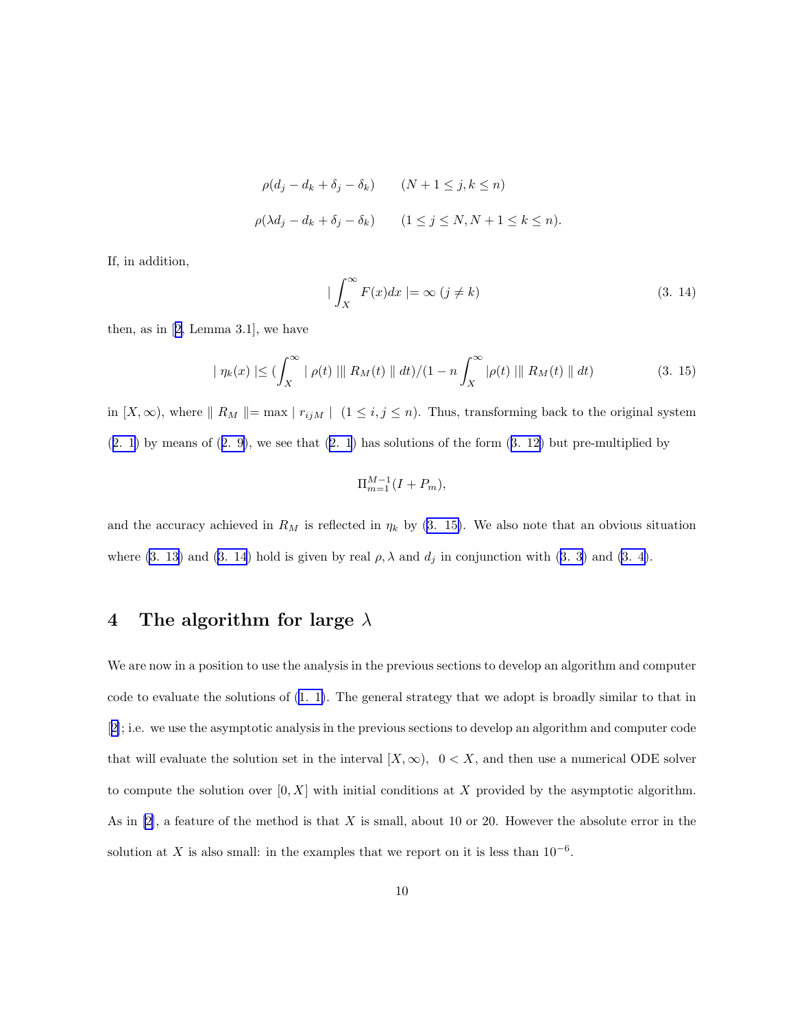$$\rho(d_j - d_k + \delta_j - \delta_k) \qquad (N+1 \leq j, k \leq n)$$

$$\rho(\lambda d_j - d_k + \delta_j - \delta_k) \qquad (1 \leq j \leq N, N+1 \leq k \leq n).$$

If, in addition,

$$| \int_X^\infty F(x)dx |= \infty \ (j \neq k) \tag{3. 14}$$

then, as in [2, Lemma 3.1], we have

$$| \eta_k(x) | \leq (\int_X^\infty | \rho(t) | \| R_M(t) \| dt)/(1 - n \int_X^\infty |\rho(t) | \| R_M(t) \| dt) \tag{3. 15}$$

in $[X, \infty)$, where $\| R_M \| = \max | r_{ijM} | \ (1 \leq i, j \leq n)$. Thus, transforming back to the original system (2. 1) by means of (2. 9), we see that (2. 1) has solutions of the form (3. 12) but pre-multiplied by

$$\Pi_{m=1}^{M-1}(I + P_m),$$

and the accuracy achieved in $R_M$ is reflected in $\eta_k$ by (3. 15). We also note that an obvious situation where (3. 13) and (3. 14) hold is given by real $\rho, \lambda$ and $d_j$ in conjunction with (3. 3) and (3. 4).

# 4 The algorithm for large $\lambda$

We are now in a position to use the analysis in the previous sections to develop an algorithm and computer code to evaluate the solutions of (1. 1). The general strategy that we adopt is broadly similar to that in [2]; i.e. we use the asymptotic analysis in the previous sections to develop an algorithm and computer code that will evaluate the solution set in the interval $[X, \infty)$, $0 < X$, and then use a numerical ODE solver to compute the solution over $[0, X]$ with initial conditions at $X$ provided by the asymptotic algorithm. As in [2], a feature of the method is that $X$ is small, about 10 or 20. However the absolute error in the solution at $X$ is also small: in the examples that we report on it is less than $10^{-6}$.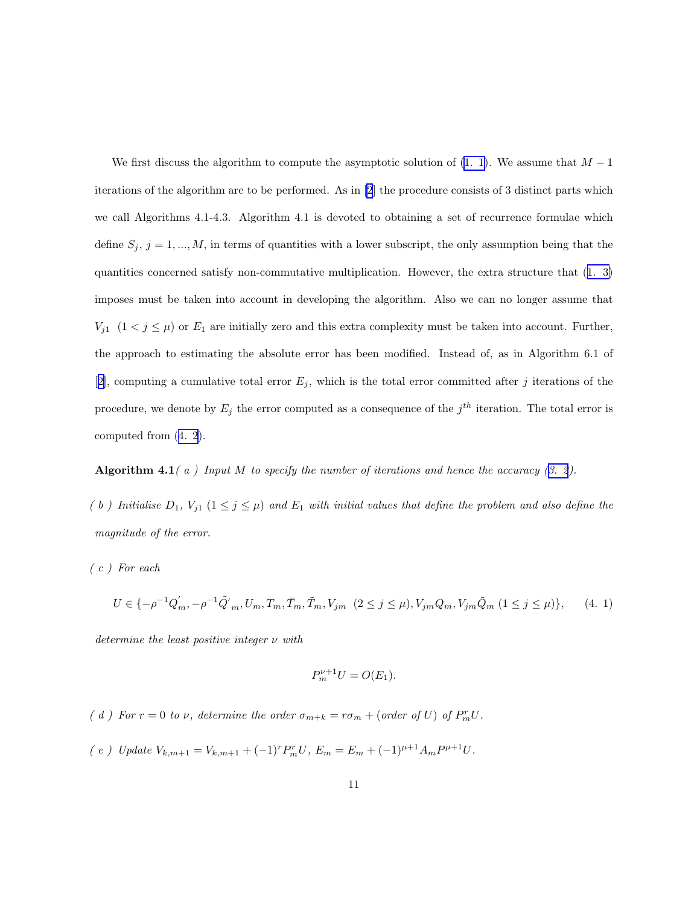We first discuss the algorithm to compute the asymptotic solution of (1. 1). We assume that $M-1$ iterations of the algorithm are to be performed. As in [2] the procedure consists of 3 distinct parts which we call Algorithms 4.1-4.3. Algorithm 4.1 is devoted to obtaining a set of recurrence formulae which define $S_j$, $j = 1, ..., M$, in terms of quantities with a lower subscript, the only assumption being that the quantities concerned satisfy non-commutative multiplication. However, the extra structure that (1. 3) imposes must be taken into account in developing the algorithm. Also we can no longer assume that $V_{j1}$ $(1 < j \leq \mu)$ or $E_1$ are initially zero and this extra complexity must be taken into account. Further, the approach to estimating the absolute error has been modified. Instead of, as in Algorithm 6.1 of [2], computing a cumulative total error $E_j$, which is the total error committed after $j$ iterations of the procedure, we denote by $E_j$ the error computed as a consequence of the $j^{th}$ iteration. The total error is computed from (4. 2).

**Algorithm 4.1** *( a ) Input $M$ to specify the number of iterations and hence the accuracy (3. 2).*

*( b ) Initialise $D_1$, $V_{j1}$ $(1 \leq j \leq \mu)$ and $E_1$ with initial values that define the problem and also define the magnitude of the error.*

*( c ) For each*

$$U \in \{-\rho^{-1}Q^{'}_m, -\rho^{-1}\tilde{Q}'_m, U_m, T_m, \bar{T}_m, \tilde{T}_m, V_{jm} \ (2 \leq j \leq \mu), V_{jm}Q_m, V_{jm}\tilde{Q}_m \ (1 \leq j \leq \mu)\}, \qquad (4.\ 1)$$

*determine the least positive integer $\nu$ with*

$$P_m^{\nu+1}U = O(E_1).$$

*( d ) For $r = 0$ to $\nu$, determine the order $\sigma_{m+k} = r\sigma_m + (\text{order of } U)$ of $P_m^r U$.*

*( e ) Update $V_{k,m+1} = V_{k,m+1} + (-1)^r P_m^r U$, $E_m = E_m + (-1)^{\mu+1} A_m P^{\mu+1} U$.*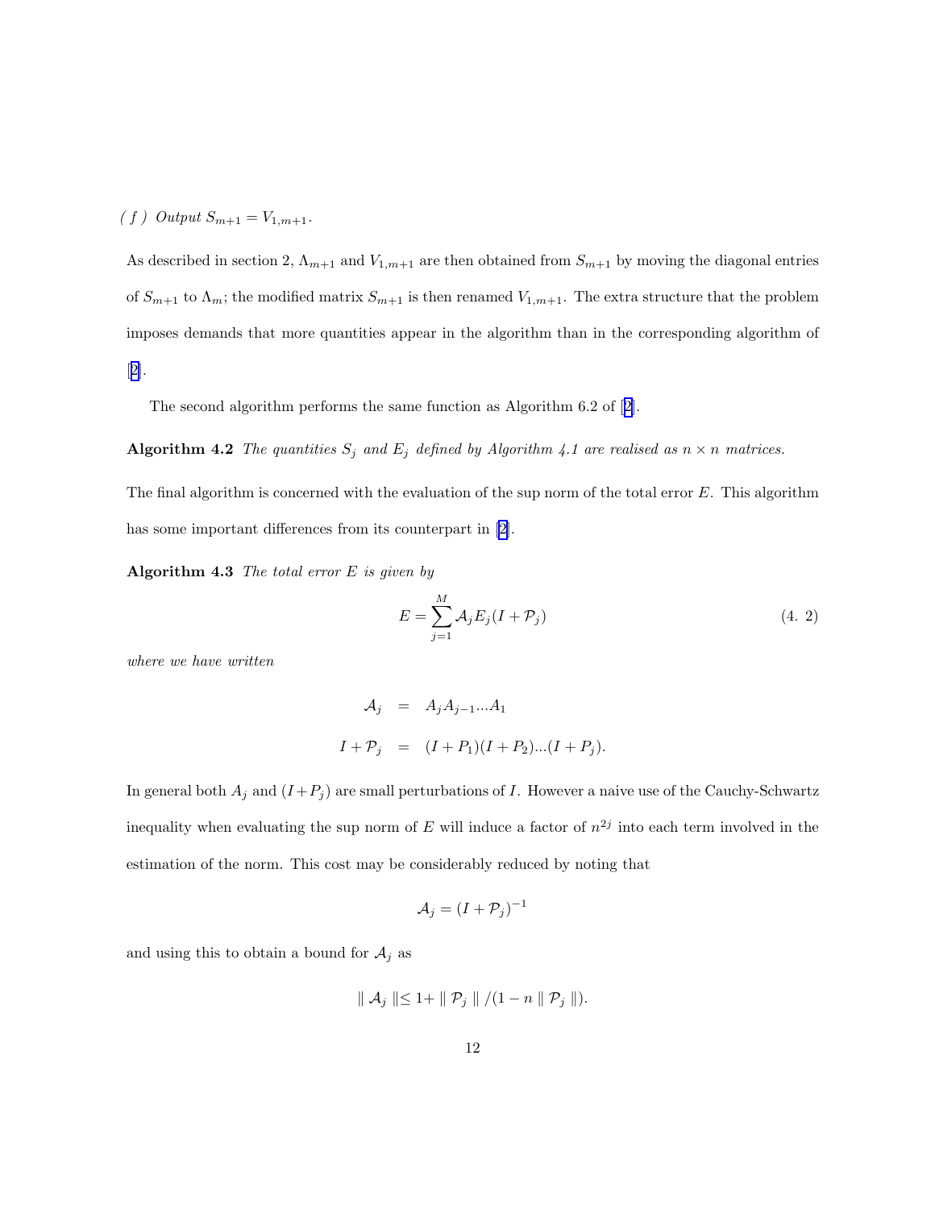*( f ) Output* $S_{m+1} = V_{1,m+1}$.

As described in section 2, $\Lambda_{m+1}$ and $V_{1,m+1}$ are then obtained from $S_{m+1}$ by moving the diagonal entries of $S_{m+1}$ to $\Lambda_m$; the modified matrix $S_{m+1}$ is then renamed $V_{1,m+1}$. The extra structure that the problem imposes demands that more quantities appear in the algorithm than in the corresponding algorithm of [2].

The second algorithm performs the same function as Algorithm 6.2 of [2].

**Algorithm 4.2** *The quantities $S_j$ and $E_j$ defined by Algorithm 4.1 are realised as $n \times n$ matrices.*

The final algorithm is concerned with the evaluation of the sup norm of the total error $E$. This algorithm has some important differences from its counterpart in [2].

**Algorithm 4.3** *The total error $E$ is given by*

$$E = \sum_{j=1}^{M} \mathcal{A}_j E_j (I + \mathcal{P}_j) \tag{4. 2}$$

*where we have written*

$$\begin{aligned} \mathcal{A}_j &= A_j A_{j-1} ... A_1 \\ I + \mathcal{P}_j &= (I + P_1)(I + P_2)...(I + P_j). \end{aligned}$$

In general both $A_j$ and $(I + P_j)$ are small perturbations of $I$. However a naive use of the Cauchy-Schwartz inequality when evaluating the sup norm of $E$ will induce a factor of $n^{2j}$ into each term involved in the estimation of the norm. This cost may be considerably reduced by noting that

$$\mathcal{A}_j = (I + \mathcal{P}_j)^{-1}$$

and using this to obtain a bound for $\mathcal{A}_j$ as

$$\parallel \mathcal{A}_j \parallel \leq 1 + \parallel \mathcal{P}_j \parallel / (1 - n \parallel \mathcal{P}_j \parallel).$$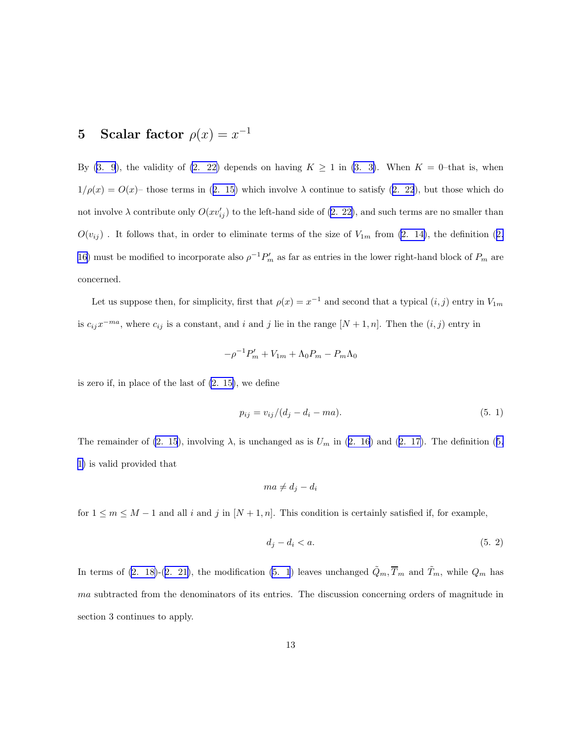# 5 Scalar factor $\rho(x) = x^{-1}$

By (3. 9), the validity of (2. 22) depends on having $K \geq 1$ in (3. 3). When $K = 0$–that is, when $1/\rho(x) = O(x)$– those terms in (2. 15) which involve $\lambda$ continue to satisfy (2. 22), but those which do not involve $\lambda$ contribute only $O(xv'_{ij})$ to the left-hand side of (2. 22), and such terms are no smaller than $O(v_{ij})$ . It follows that, in order to eliminate terms of the size of $V_{1m}$ from (2. 14), the definition (2. 16) must be modified to incorporate also $\rho^{-1}P'_m$ as far as entries in the lower right-hand block of $P_m$ are concerned.

Let us suppose then, for simplicity, first that $\rho(x) = x^{-1}$ and second that a typical $(i, j)$ entry in $V_{1m}$ is $c_{ij}x^{-ma}$, where $c_{ij}$ is a constant, and $i$ and $j$ lie in the range $[N + 1, n]$. Then the $(i, j)$ entry in

$$-\rho^{-1}P'_m + V_{1m} + \Lambda_0 P_m - P_m \Lambda_0$$

is zero if, in place of the last of (2. 15), we define

$$p_{ij} = v_{ij}/(d_j - d_i - ma). \tag{5. 1}$$

The remainder of (2. 15), involving $\lambda$, is unchanged as is $U_m$ in (2. 16) and (2. 17). The definition (5. 1) is valid provided that

$$ma \neq d_j - d_i$$

for $1 \leq m \leq M - 1$ and all $i$ and $j$ in $[N + 1, n]$. This condition is certainly satisfied if, for example,

$$d_j - d_i < a. \tag{5. 2}$$

In terms of (2. 18)-(2. 21), the modification (5. 1) leaves unchanged $\tilde{Q}_m, \overline{T}_m$ and $\tilde{T}_m$, while $Q_m$ has $ma$ subtracted from the denominators of its entries. The discussion concerning orders of magnitude in section 3 continues to apply.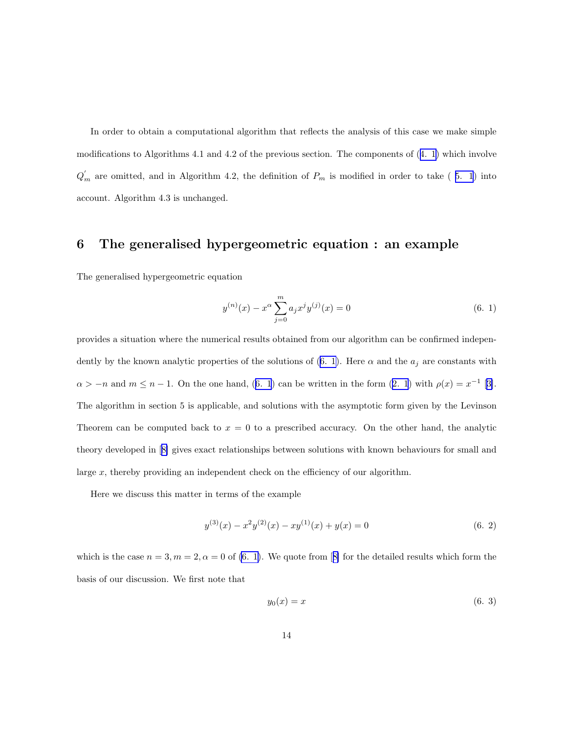In order to obtain a computational algorithm that reflects the analysis of this case we make simple modifications to Algorithms 4.1 and 4.2 of the previous section. The components of (4. 1) which involve $Q_m^{'}$ are omitted, and in Algorithm 4.2, the definition of $P_m$ is modified in order to take ( 5. 1) into account. Algorithm 4.3 is unchanged.

## 6 The generalised hypergeometric equation : an example

The generalised hypergeometric equation

$$y^{(n)}(x) - x^{\alpha} \sum_{j=0}^{m} a_j x^j y^{(j)}(x) = 0 \tag{6. 1}$$

provides a situation where the numerical results obtained from our algorithm can be confirmed independently by the known analytic properties of the solutions of (6. 1). Here $\alpha$ and the $a_j$ are constants with $\alpha > -n$ and $m \leq n-1$. On the one hand, (6. 1) can be written in the form (2. 1) with $\rho(x) = x^{-1}$ [3]. The algorithm in section 5 is applicable, and solutions with the asymptotic form given by the Levinson Theorem can be computed back to $x = 0$ to a prescribed accuracy. On the other hand, the analytic theory developed in [8] gives exact relationships between solutions with known behaviours for small and large $x$, thereby providing an independent check on the efficiency of our algorithm.

Here we discuss this matter in terms of the example

$$y^{(3)}(x) - x^2 y^{(2)}(x) - xy^{(1)}(x) + y(x) = 0 \tag{6. 2}$$

which is the case $n = 3, m = 2, \alpha = 0$ of (6. 1). We quote from [8] for the detailed results which form the basis of our discussion. We first note that

$$y_0(x) = x \tag{6. 3}$$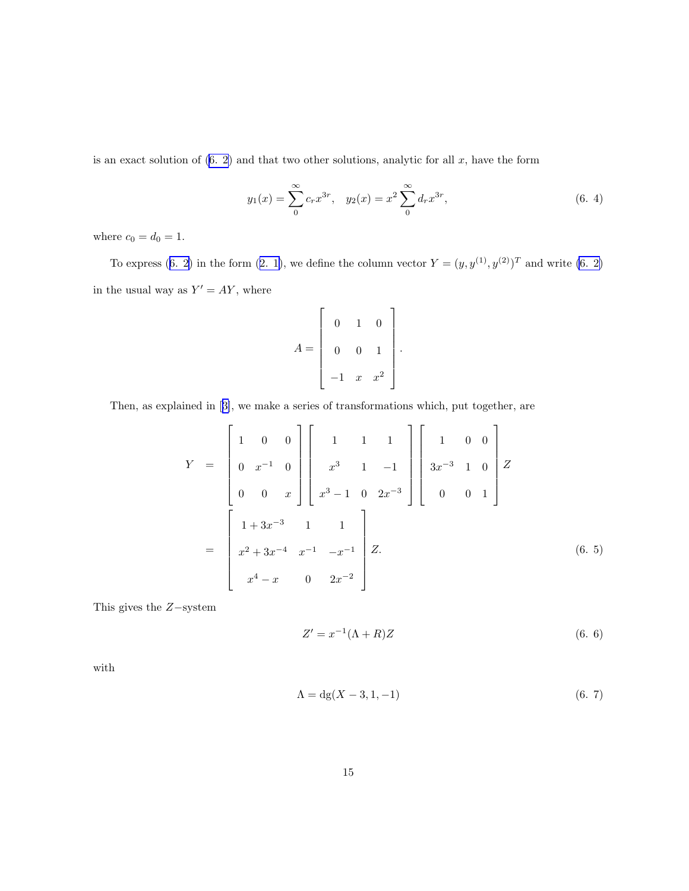is an exact solution of (6. 2) and that two other solutions, analytic for all $x$, have the form

$$y_1(x) = \sum_0^\infty c_r x^{3r}, \quad y_2(x) = x^2 \sum_0^\infty d_r x^{3r}, \tag{6. 4}$$

where $c_0 = d_0 = 1$.

To express (6. 2) in the form (2. 1), we define the column vector $Y = (y, y^{(1)}, y^{(2)})^T$ and write (6. 2) in the usual way as $Y' = AY$, where

$$A = \begin{bmatrix} 0 & 1 & 0 \\ 0 & 0 & 1 \\ -1 & x & x^2 \end{bmatrix}.$$

Then, as explained in [3], we make a series of transformations which, put together, are

$$\begin{aligned} Y &= \begin{bmatrix} 1 & 0 & 0 \\ 0 & x^{-1} & 0 \\ 0 & 0 & x \end{bmatrix} \begin{bmatrix} 1 & 1 & 1 \\ x^3 & 1 & -1 \\ x^3-1 & 0 & 2x^{-3} \end{bmatrix} \begin{bmatrix} 1 & 0 & 0 \\ 3x^{-3} & 1 & 0 \\ 0 & 0 & 1 \end{bmatrix} Z \\ &= \begin{bmatrix} 1+3x^{-3} & 1 & 1 \\ x^2+3x^{-4} & x^{-1} & -x^{-1} \\ x^4-x & 0 & 2x^{-2} \end{bmatrix} Z. \end{aligned} \tag{6. 5}$$

This gives the $Z-$system

$$Z' = x^{-1}(\Lambda + R)Z \tag{6. 6}$$

with

$$\Lambda = \mathrm{dg}(X-3, 1, -1) \tag{6. 7}$$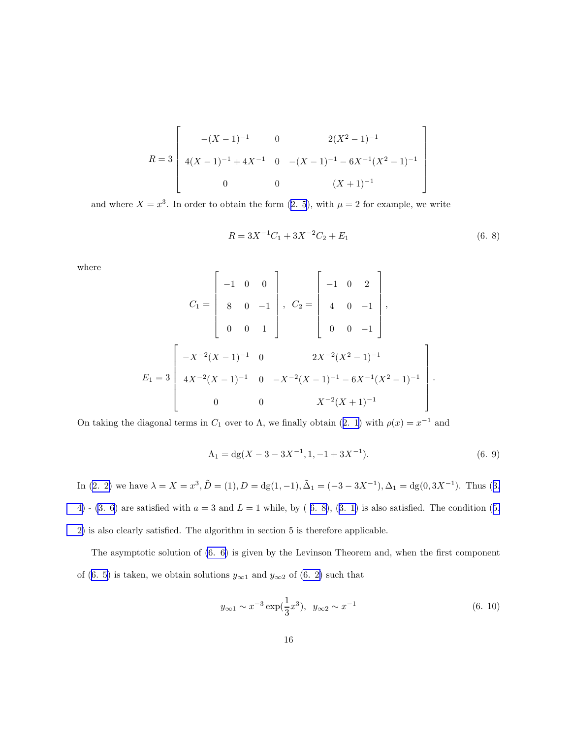$$R = 3 \begin{bmatrix} -(X-1)^{-1} & 0 & 2(X^2-1)^{-1} \\ 4(X-1)^{-1} + 4X^{-1} & 0 & -(X-1)^{-1} - 6X^{-1}(X^2-1)^{-1} \\ 0 & 0 & (X+1)^{-1} \end{bmatrix}$$

and where $X = x^3$. In order to obtain the form (2. 5), with $\mu = 2$ for example, we write

$$R = 3X^{-1}C_1 + 3X^{-2}C_2 + E_1 \tag{6. 8}$$

where

$$C_1 = \begin{bmatrix} -1 & 0 & 0 \\ 8 & 0 & -1 \\ 0 & 0 & 1 \end{bmatrix}, \quad C_2 = \begin{bmatrix} -1 & 0 & 2 \\ 4 & 0 & -1 \\ 0 & 0 & -1 \end{bmatrix},$$

$$E_1 = 3 \begin{bmatrix} -X^{-2}(X-1)^{-1} & 0 & 2X^{-2}(X^2-1)^{-1} \\ 4X^{-2}(X-1)^{-1} & 0 & -X^{-2}(X-1)^{-1} - 6X^{-1}(X^2-1)^{-1} \\ 0 & 0 & X^{-2}(X+1)^{-1} \end{bmatrix}.$$

On taking the diagonal terms in $C_1$ over to $\Lambda$, we finally obtain (2. 1) with $\rho(x) = x^{-1}$ and

$$\Lambda_1 = \mathrm{dg}(X - 3 - 3X^{-1}, 1, -1 + 3X^{-1}). \tag{6. 9}$$

In (2. 2) we have $\lambda = X = x^3, \tilde{D} = (1), D = \mathrm{dg}(1, -1), \tilde{\Delta}_1 = (-3 - 3X^{-1}), \Delta_1 = \mathrm{dg}(0, 3X^{-1})$. Thus (3. 4) - (3. 6) are satisfied with $a = 3$ and $L = 1$ while, by ( 6. 8), (3. 1) is also satisfied. The condition (5. 2) is also clearly satisfied. The algorithm in section 5 is therefore applicable.

The asymptotic solution of (6. 6) is given by the Levinson Theorem and, when the first component of (6. 5) is taken, we obtain solutions $y_{\infty 1}$ and $y_{\infty 2}$ of (6. 2) such that

$$y_{\infty 1} \sim x^{-3} \exp(\frac{1}{3}x^3), \quad y_{\infty 2} \sim x^{-1} \tag{6. 10}$$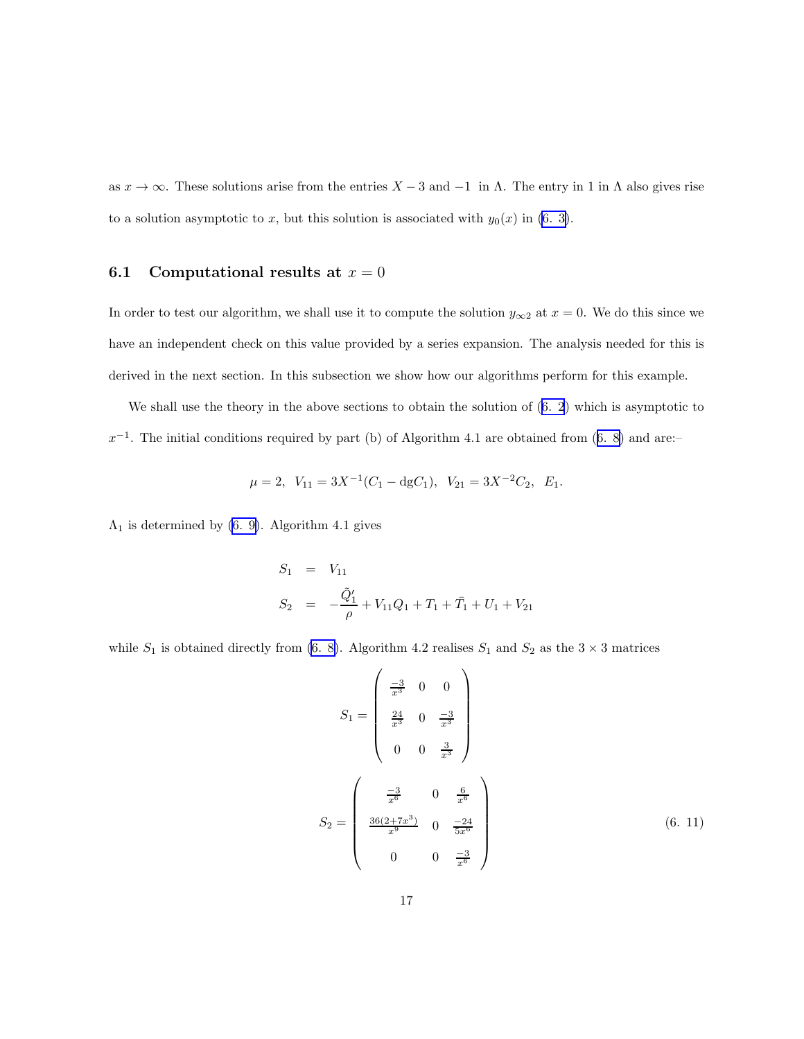as $x \to \infty$. These solutions arise from the entries $X-3$ and $-1$ in $\Lambda$. The entry in 1 in $\Lambda$ also gives rise to a solution asymptotic to $x$, but this solution is associated with $y_0(x)$ in (6. 3).

## 6.1 Computational results at $x = 0$

In order to test our algorithm, we shall use it to compute the solution $y_{\infty 2}$ at $x = 0$. We do this since we have an independent check on this value provided by a series expansion. The analysis needed for this is derived in the next section. In this subsection we show how our algorithms perform for this example.

We shall use the theory in the above sections to obtain the solution of (6. 2) which is asymptotic to $x^{-1}$. The initial conditions required by part (b) of Algorithm 4.1 are obtained from (6. 8) and are:–

$$\mu = 2, \;\; V_{11} = 3X^{-1}(C_1 - \mathrm{dg}C_1), \;\; V_{21} = 3X^{-2}C_2, \;\; E_1.$$

$\Lambda_1$ is determined by (6. 9). Algorithm 4.1 gives

$$\begin{aligned} S_1 &= V_{11} \\ S_2 &= -\frac{\tilde{Q}_1'}{\rho} + V_{11}Q_1 + T_1 + \bar{T}_1 + U_1 + V_{21} \end{aligned}$$

while $S_1$ is obtained directly from (6. 8). Algorithm 4.2 realises $S_1$ and $S_2$ as the $3 \times 3$ matrices

$$S_1 = \begin{pmatrix} \frac{-3}{x^3} & 0 & 0 \\ \frac{24}{x^3} & 0 & \frac{-3}{x^3} \\ 0 & 0 & \frac{3}{x^3} \end{pmatrix}$$

$$S_2 = \begin{pmatrix} \frac{-3}{x^6} & 0 & \frac{6}{x^6} \\ \frac{36(2+7x^3)}{x^9} & 0 & \frac{-24}{5x^6} \\ 0 & 0 & \frac{-3}{x^6} \end{pmatrix} \tag{6. 11}$$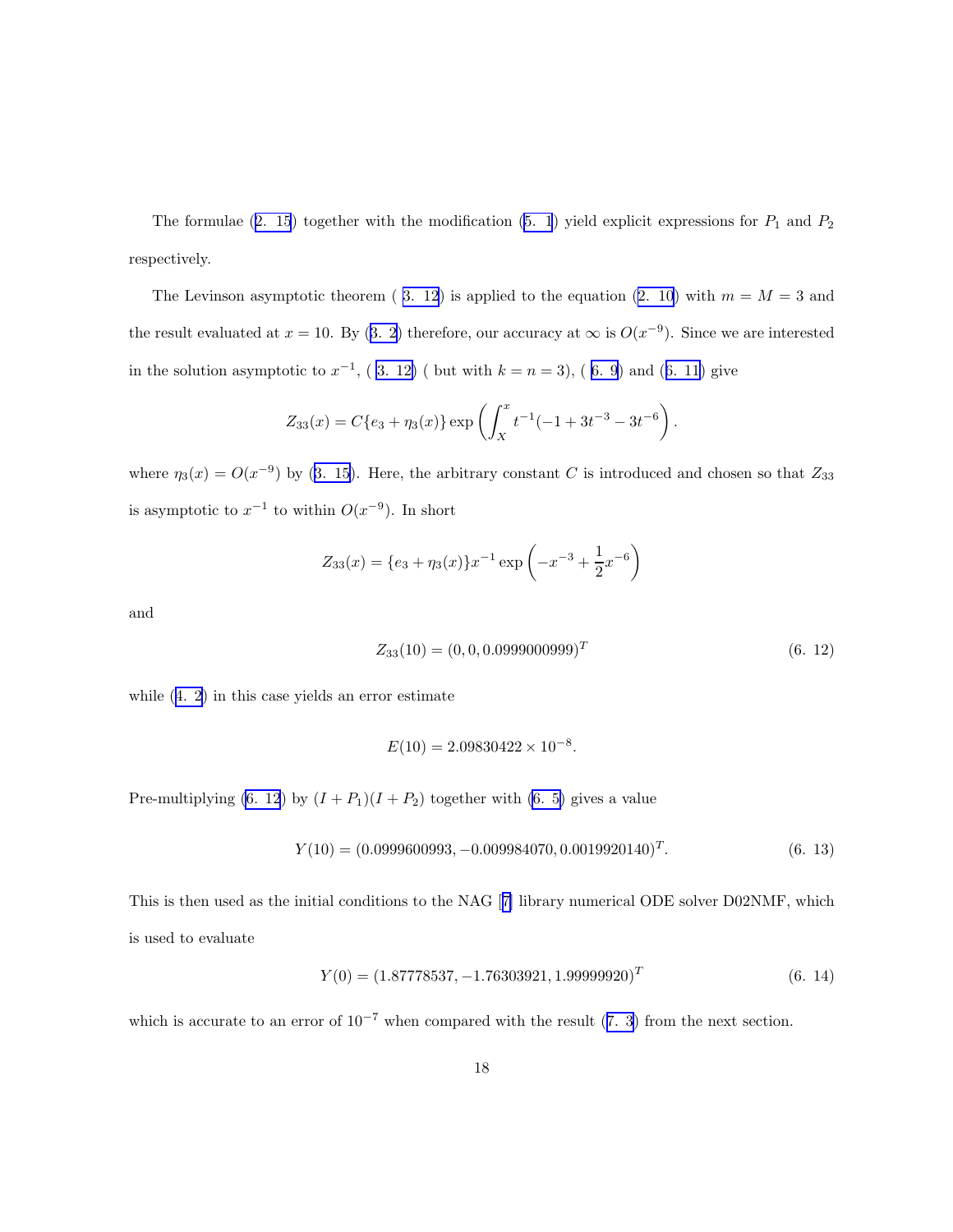The formulae (2. 15) together with the modification (5. 1) yield explicit expressions for $P_1$ and $P_2$ respectively.

The Levinson asymptotic theorem ( 3. 12) is applied to the equation (2. 10) with $m = M = 3$ and the result evaluated at $x = 10$. By (3. 2) therefore, our accuracy at $\infty$ is $O(x^{-9})$. Since we are interested in the solution asymptotic to $x^{-1}$, ( 3. 12) ( but with $k = n = 3$), ( 6. 9) and (6. 11) give

$$Z_{33}(x) = C\{e_3 + \eta_3(x)\} \exp\left( \int_X^x t^{-1}(-1 + 3t^{-3} - 3t^{-6} \right).$$

where $\eta_3(x) = O(x^{-9})$ by (3. 15). Here, the arbitrary constant $C$ is introduced and chosen so that $Z_{33}$ is asymptotic to $x^{-1}$ to within $O(x^{-9})$. In short

$$Z_{33}(x) = \{e_3 + \eta_3(x)\} x^{-1} \exp\left( -x^{-3} + \frac{1}{2}x^{-6} \right)$$

and

$$Z_{33}(10) = (0, 0, 0.0999000999)^T \tag{6. 12}$$

while (4. 2) in this case yields an error estimate

$$E(10) = 2.09830422 \times 10^{-8}.$$

Pre-multiplying (6. 12) by $(I + P_1)(I + P_2)$ together with (6. 5) gives a value

$$Y(10) = (0.0999600993, -0.009984070, 0.0019920140)^T. \tag{6. 13}$$

This is then used as the initial conditions to the NAG [7] library numerical ODE solver D02NMF, which is used to evaluate

$$Y(0) = (1.87778537, -1.76303921, 1.99999920)^T \tag{6. 14}$$

which is accurate to an error of $10^{-7}$ when compared with the result (7. 3) from the next section.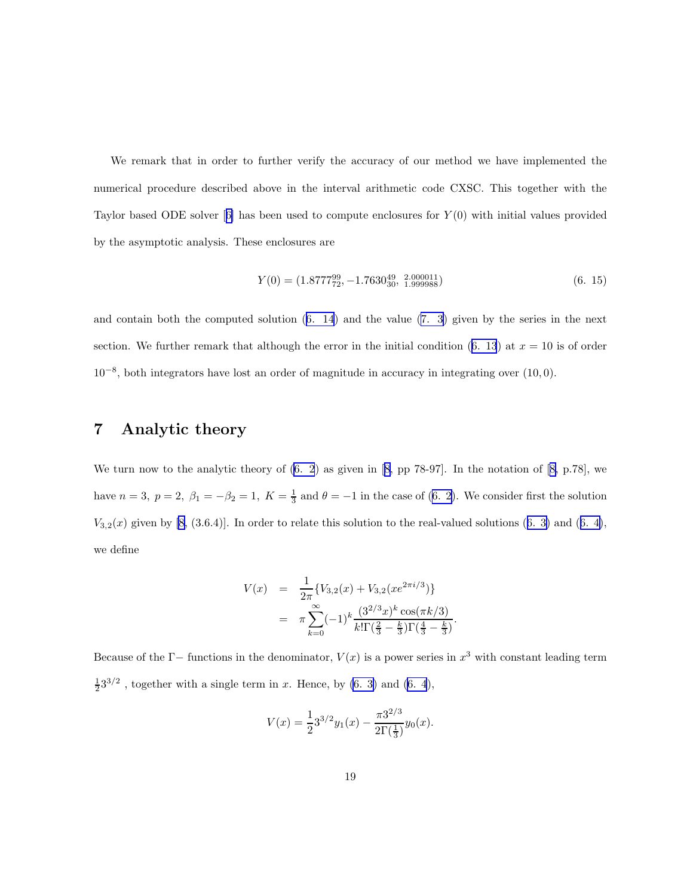We remark that in order to further verify the accuracy of our method we have implemented the numerical procedure described above in the interval arithmetic code CXSC. This together with the Taylor based ODE solver [6] has been used to compute enclosures for $Y(0)$ with initial values provided by the asymptotic analysis. These enclosures are

$$Y(0) = (1.8777^{99}_{72}, -1.7630^{49}_{30}, \,^{2.000011}_{1.999988}) \tag{6. 15}$$

and contain both the computed solution (6. 14) and the value (7. 3) given by the series in the next section. We further remark that although the error in the initial condition (6. 13) at $x = 10$ is of order $10^{-8}$, both integrators have lost an order of magnitude in accuracy in integrating over $(10, 0)$.

# 7 Analytic theory

We turn now to the analytic theory of (6. 2) as given in [8, pp 78-97]. In the notation of [8, p.78], we have $n = 3,\ p = 2,\ \beta_1 = -\beta_2 = 1,\ K = \frac{1}{3}$ and $\theta = -1$ in the case of (6. 2). We consider first the solution $V_{3,2}(x)$ given by [8, (3.6.4)]. In order to relate this solution to the real-valued solutions (6. 3) and (6. 4), we define

$$\begin{aligned} V(x) &= \frac{1}{2\pi}\{V_{3,2}(x) + V_{3,2}(xe^{2\pi i/3})\} \\ &= \pi \sum_{k=0}^{\infty} (-1)^k \frac{(3^{2/3}x)^k \cos(\pi k/3)}{k!\Gamma(\frac{2}{3} - \frac{k}{3})\Gamma(\frac{4}{3} - \frac{k}{3})}. \end{aligned}$$

Because of the $\Gamma-$ functions in the denominator, $V(x)$ is a power series in $x^3$ with constant leading term $\frac{1}{2}3^{3/2}$ , together with a single term in $x$. Hence, by (6. 3) and (6. 4),

$$V(x) = \frac{1}{2}3^{3/2}y_1(x) - \frac{\pi 3^{2/3}}{2\Gamma(\frac{1}{3})}y_0(x).$$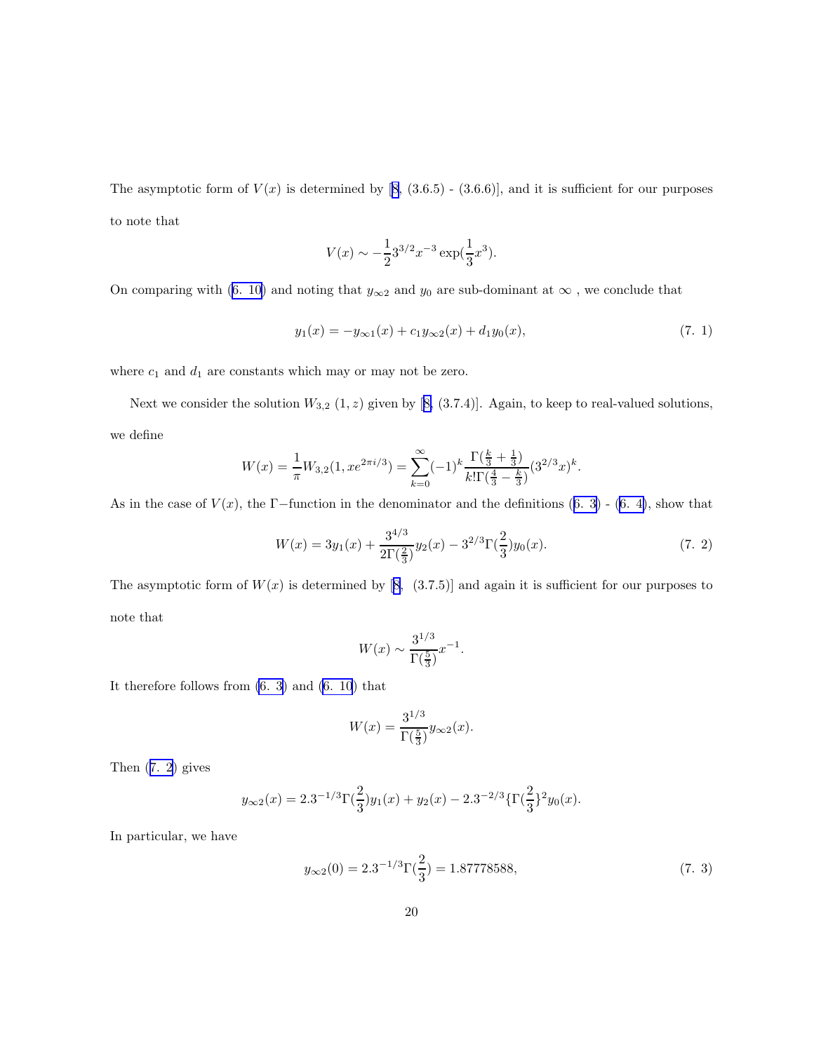The asymptotic form of $V(x)$ is determined by [8, (3.6.5) - (3.6.6)], and it is sufficient for our purposes to note that

$$V(x) \sim -\frac{1}{2}3^{3/2}x^{-3}\exp(\frac{1}{3}x^3).$$

On comparing with (6. 10) and noting that $y_{\infty 2}$ and $y_0$ are sub-dominant at $\infty$ , we conclude that

$$y_1(x) = -y_{\infty 1}(x) + c_1 y_{\infty 2}(x) + d_1 y_0(x), \tag{7. 1}$$

where $c_1$ and $d_1$ are constants which may or may not be zero.

Next we consider the solution $W_{3,2}\ (1, z)$ given by [8, (3.7.4)]. Again, to keep to real-valued solutions, we define

$$W(x) = \frac{1}{\pi}W_{3,2}(1, xe^{2\pi i/3}) = \sum_{k=0}^{\infty}(-1)^k \frac{\Gamma(\frac{k}{3}+\frac{1}{3})}{k!\Gamma(\frac{4}{3}-\frac{k}{3})}(3^{2/3}x)^k.$$

As in the case of $V(x)$, the $\Gamma-$function in the denominator and the definitions (6. 3) - (6. 4), show that

$$W(x) = 3y_1(x) + \frac{3^{4/3}}{2\Gamma(\frac{2}{3})}y_2(x) - 3^{2/3}\Gamma(\frac{2}{3})y_0(x). \tag{7. 2}$$

The asymptotic form of $W(x)$ is determined by [8, (3.7.5)] and again it is sufficient for our purposes to note that

$$W(x) \sim \frac{3^{1/3}}{\Gamma(\frac{5}{3})}x^{-1}.$$

It therefore follows from (6. 3) and (6. 10) that

$$W(x) = \frac{3^{1/3}}{\Gamma(\frac{5}{3})}y_{\infty 2}(x).$$

Then (7. 2) gives

$$y_{\infty 2}(x) = 2.3^{-1/3}\Gamma(\frac{2}{3})y_1(x) + y_2(x) - 2.3^{-2/3}\{\Gamma(\frac{2}{3}\}^2 y_0(x).$$

In particular, we have

$$y_{\infty 2}(0) = 2.3^{-1/3}\Gamma(\frac{2}{3}) = 1.87778588, \tag{7. 3}$$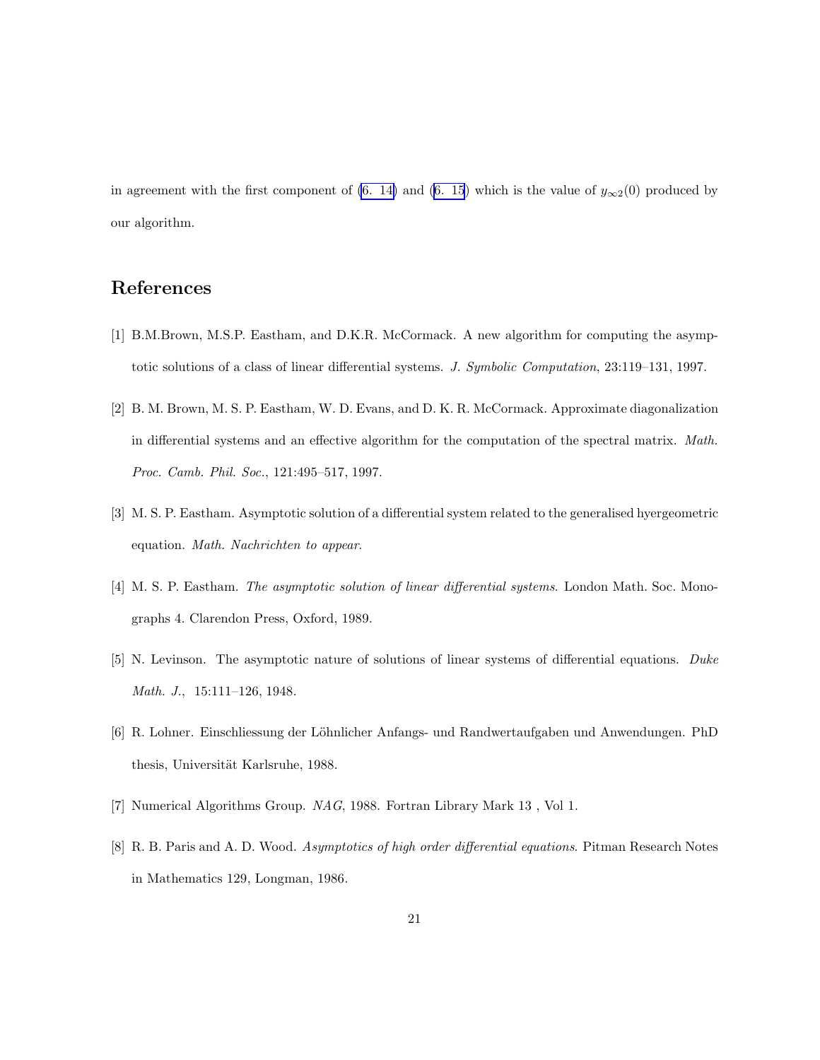in agreement with the first component of (6. 14) and (6. 15) which is the value of $y_{\infty 2}(0)$ produced by our algorithm.

## References

[1] B.M.Brown, M.S.P. Eastham, and D.K.R. McCormack. A new algorithm for computing the asymptotic solutions of a class of linear differential systems. *J. Symbolic Computation*, 23:119–131, 1997.

[2] B. M. Brown, M. S. P. Eastham, W. D. Evans, and D. K. R. McCormack. Approximate diagonalization in differential systems and an effective algorithm for the computation of the spectral matrix. *Math. Proc. Camb. Phil. Soc.*, 121:495–517, 1997.

[3] M. S. P. Eastham. Asymptotic solution of a differential system related to the generalised hyergeometric equation. *Math. Nachrichten to appear*.

[4] M. S. P. Eastham. *The asymptotic solution of linear differential systems*. London Math. Soc. Monographs 4. Clarendon Press, Oxford, 1989.

[5] N. Levinson. The asymptotic nature of solutions of linear systems of differential equations. *Duke Math. J.*, 15:111–126, 1948.

[6] R. Lohner. Einschliessung der Löhnlicher Anfangs- und Randwertaufgaben und Anwendungen. PhD thesis, Universität Karlsruhe, 1988.

[7] Numerical Algorithms Group. *NAG*, 1988. Fortran Library Mark 13 , Vol 1.

[8] R. B. Paris and A. D. Wood. *Asymptotics of high order differential equations*. Pitman Research Notes in Mathematics 129, Longman, 1986.